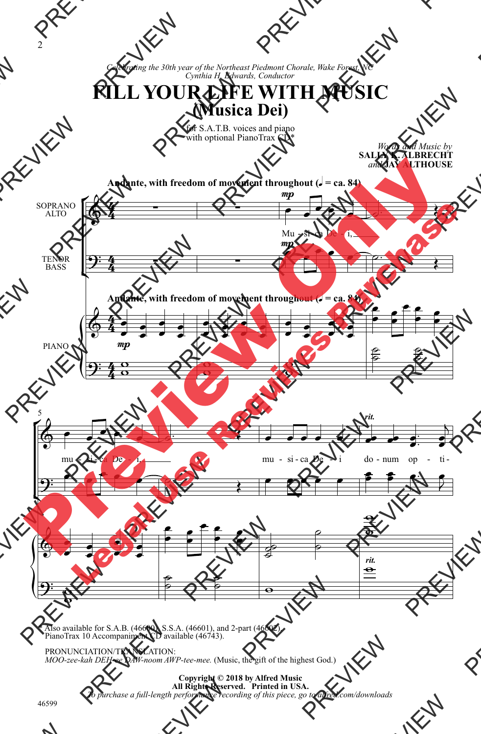*Celebrating the 30th year of the Northeast Piedmont Chorale, Wake Forest, NC*
*Cynthia H. Edwards, Conductor*

# FILL YOUR LIFE WITH MUSIC
## (Musica Dei)

for S.A.T.B. voices and piano
with optional PianoTrax CD*

*Words and Music by*
**SALLY K. ALBRECHT**
*and* **JAY ALTHOUSE**

**Andante, with freedom of movement throughout (♩ = ca. 84)**

SOPRANO ALTO
TENOR BASS
PIANO

Mu - si - ca De - i, mu - si - ca De - i, mu - si - ca De - i do - num op - ti -

\* Also available for S.A.B. (46600), S.S.A. (46601), and 2-part (46602).
PianoTrax 10 Accompaniment CD available (46743).

PRONUNCIATION/TRANSLATION:
*MOO-zee-kah DEH-ee DAW-noom AWP-tee-mee.* (Music, the gift of the highest God.)

**Copyright © 2018 by Alfred Music**
**All Rights Reserved. Printed in USA.**
*To purchase a full-length performance recording of this piece, go to alfred.com/downloads*

46599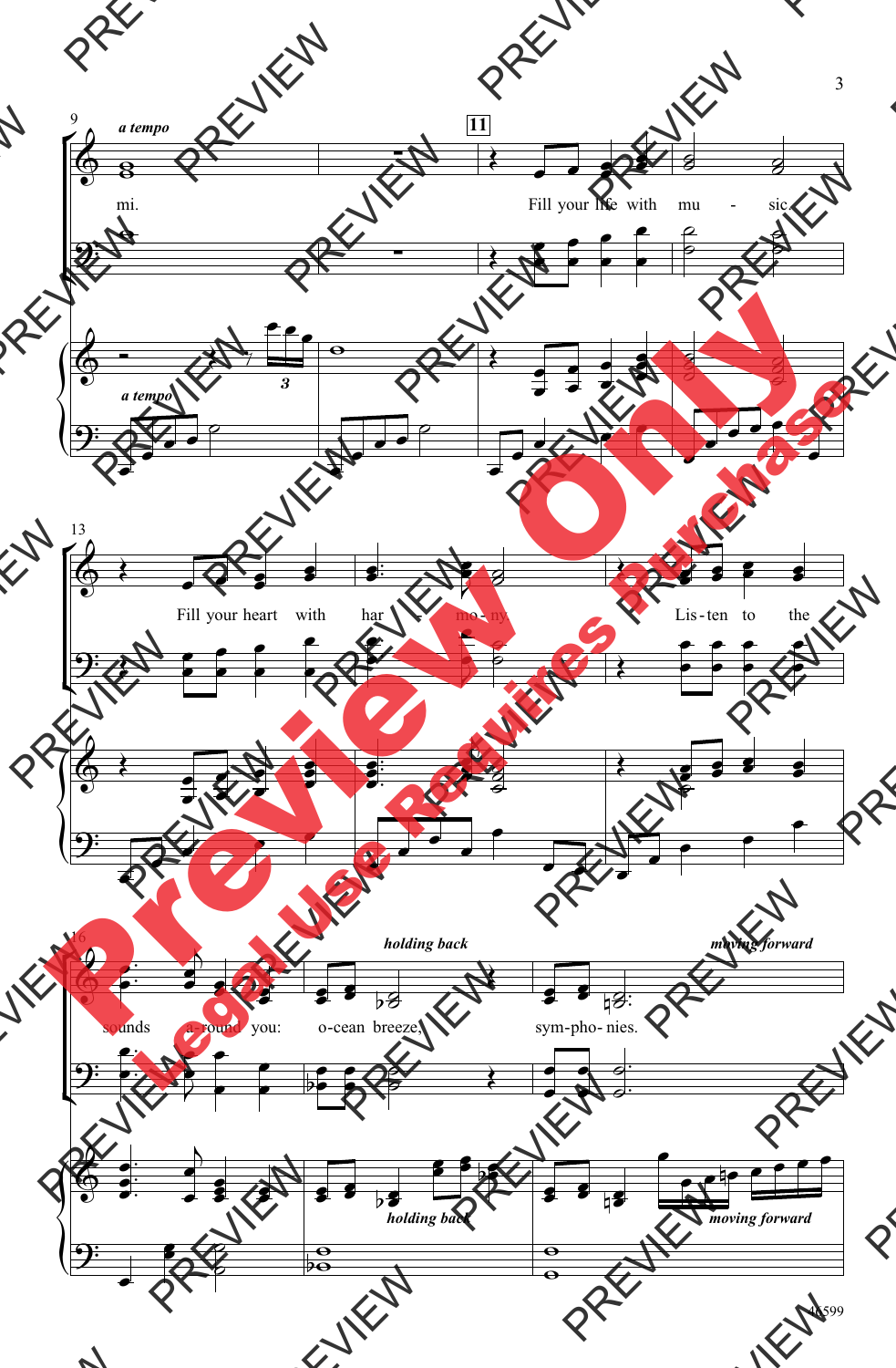*a tempo*

mi.

**11**

Fill your life with mu - sic.

*a tempo*

Fill your heart with har - mo - ny.

Lis - ten to the

sounds a - round you:

*holding back*

o-cean breeze,

sym-pho- nies.

*moving forward*

*holding back*

*moving forward*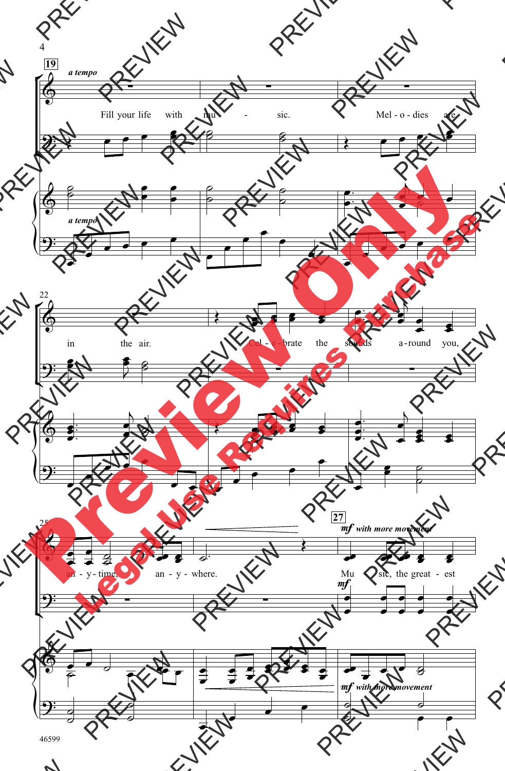**19** *a tempo*

Fill your life with mu - sic. Mel - o - dies are in the air. Cel - e - brate the sounds a - round you, an - y - time, an - y - where.

**27** *mf with more movement*

Mu - sic, the great - est

46599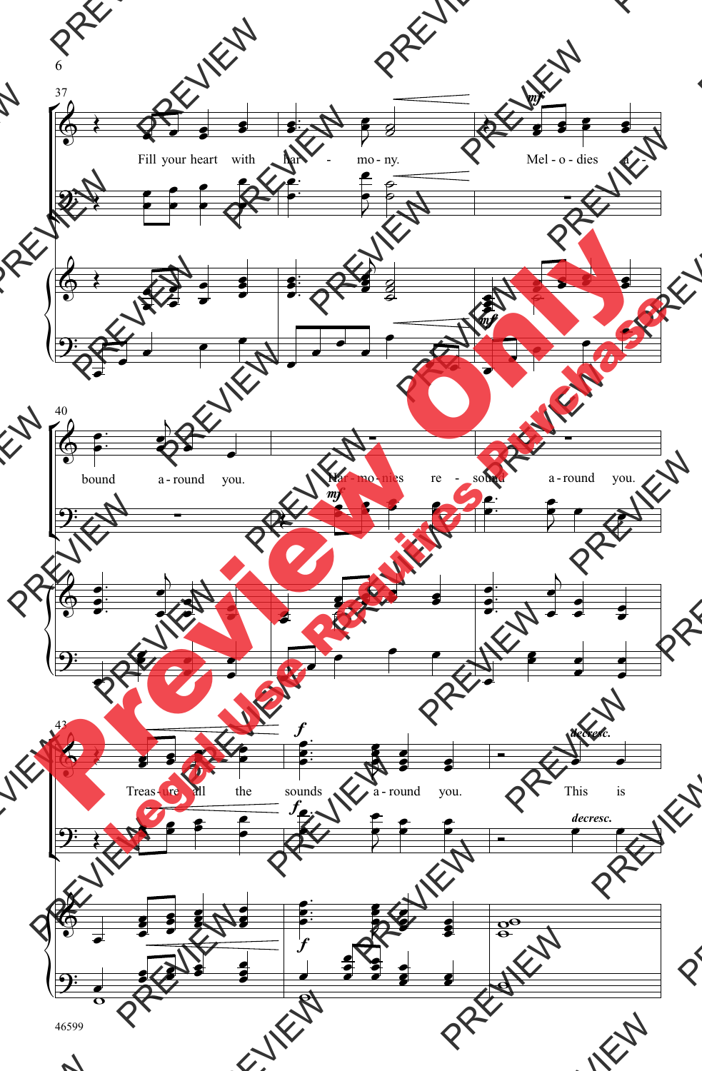Fill your heart with har - mo - ny.

Mel - o - dies a - bound a - round you.

Har - mo - nies re - sound a - round you.

Treas - ure all the sounds a - round you.

This is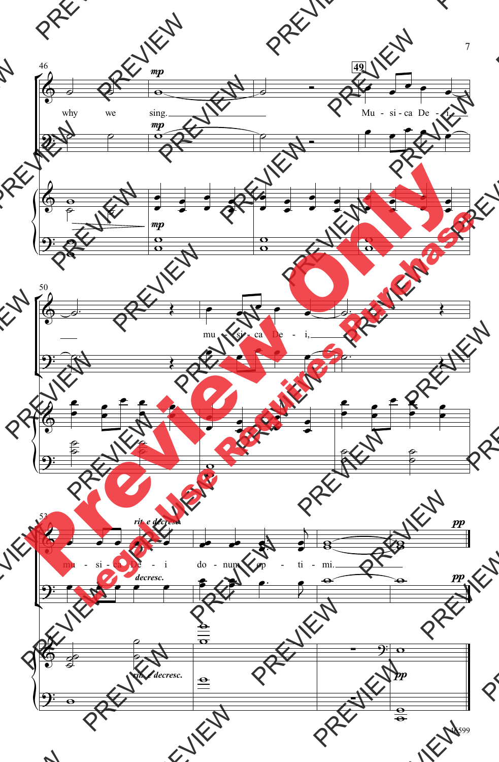46

*mp*

why we sing.

Mu - si - ca De - i,

mu - si - ca De - i,

mu - si - ca De - i do - num op - ti - mi.

*rit. e decresc.*

*decresc.*

*pp*